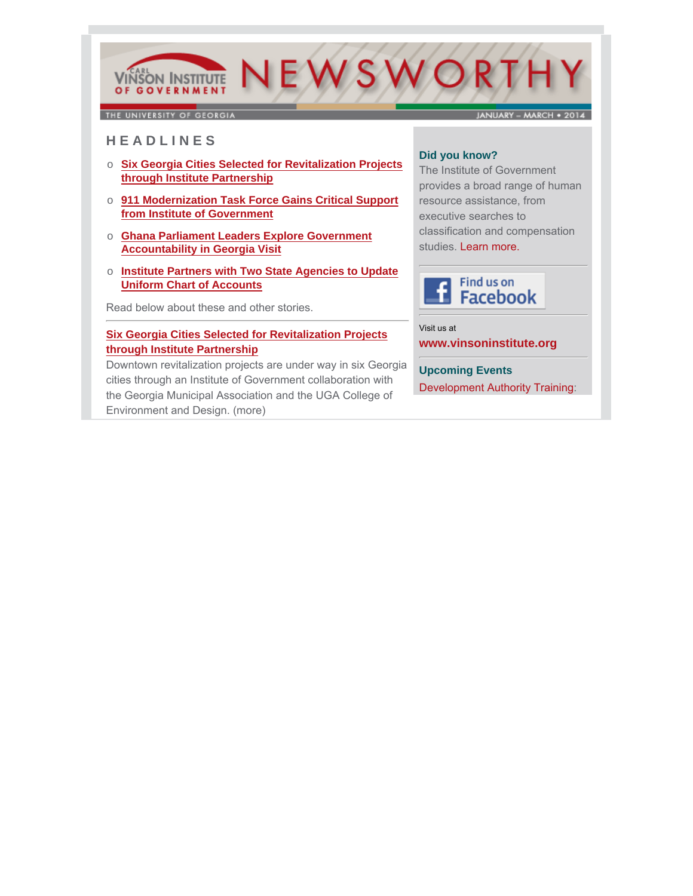# NEWSWORTHY

CARL VINSON INSTITUTE OF GOVERNMENT

THE UNIVERSITY OF GEORGIA

JANUARY – MARCH • 2014

## HEADLINES

- **Six Georgia Cities Selected for Revitalization Projects through Institute Partnership**
- **911 Modernization Task Force Gains Critical Support from Institute of Government**
- **Ghana Parliament Leaders Explore Government Accountability in Georgia Visit**
- **Institute Partners with Two State Agencies to Update Uniform Chart of Accounts**

Read below about these and other stories.

---

### Six Georgia Cities Selected for Revitalization Projects through Institute Partnership

Downtown revitalization projects are under way in six Georgia cities through an Institute of Government collaboration with the Georgia Municipal Association and the UGA College of Environment and Design. (more)

---

**Did you know?**

The Institute of Government provides a broad range of human resource assistance, from executive searches to classification and compensation studies. Learn more.

---

Find us on Facebook

---

Visit us at

**www.vinsoninstitute.org**

---

**Upcoming Events**

Development Authority Training: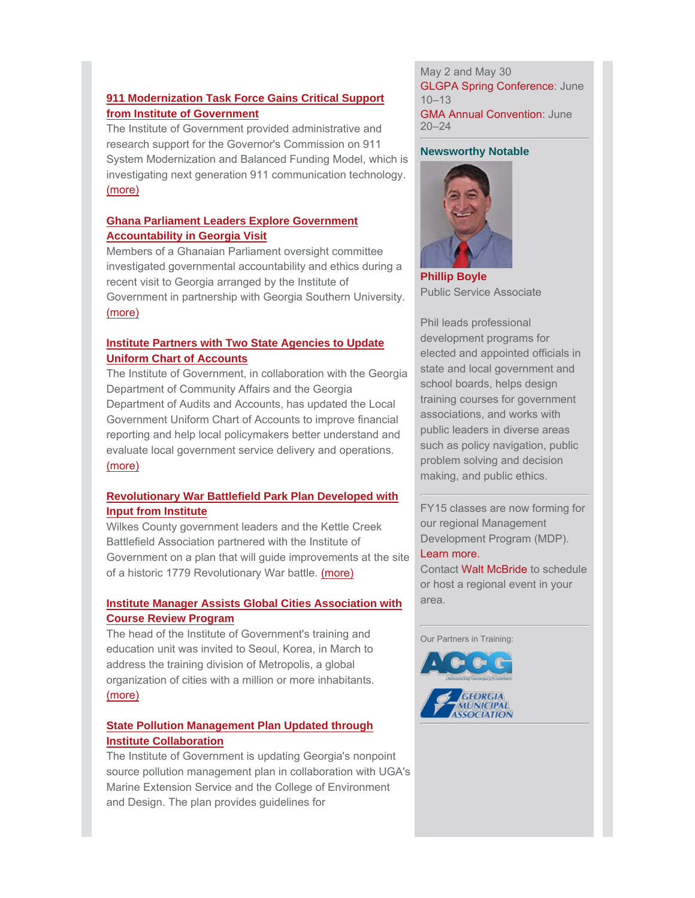### 911 Modernization Task Force Gains Critical Support from Institute of Government

The Institute of Government provided administrative and research support for the Governor's Commission on 911 System Modernization and Balanced Funding Model, which is investigating next generation 911 communication technology. (more)

### Ghana Parliament Leaders Explore Government Accountability in Georgia Visit

Members of a Ghanaian Parliament oversight committee investigated governmental accountability and ethics during a recent visit to Georgia arranged by the Institute of Government in partnership with Georgia Southern University. (more)

### Institute Partners with Two State Agencies to Update Uniform Chart of Accounts

The Institute of Government, in collaboration with the Georgia Department of Community Affairs and the Georgia Department of Audits and Accounts, has updated the Local Government Uniform Chart of Accounts to improve financial reporting and help local policymakers better understand and evaluate local government service delivery and operations. (more)

### Revolutionary War Battlefield Park Plan Developed with Input from Institute

Wilkes County government leaders and the Kettle Creek Battlefield Association partnered with the Institute of Government on a plan that will guide improvements at the site of a historic 1779 Revolutionary War battle. (more)

### Institute Manager Assists Global Cities Association with Course Review Program

The head of the Institute of Government's training and education unit was invited to Seoul, Korea, in March to address the training division of Metropolis, a global organization of cities with a million or more inhabitants. (more)

### State Pollution Management Plan Updated through Institute Collaboration

The Institute of Government is updating Georgia's nonpoint source pollution management plan in collaboration with UGA's Marine Extension Service and the College of Environment and Design. The plan provides guidelines for

---

May 2 and May 30

GLGPA Spring Conference: June 10–13

GMA Annual Convention: June 20–24

---

### Newsworthy Notable

**Phillip Boyle**
Public Service Associate

Phil leads professional development programs for elected and appointed officials in state and local government and school boards, helps design training courses for government associations, and works with public leaders in diverse areas such as policy navigation, public problem solving and decision making, and public ethics.

---

FY15 classes are now forming for our regional Management Development Program (MDP). Learn more.

Contact Walt McBride to schedule or host a regional event in your area.

---

Our Partners in Training:

ACCG – Advancing Georgia's Counties

Georgia Municipal Association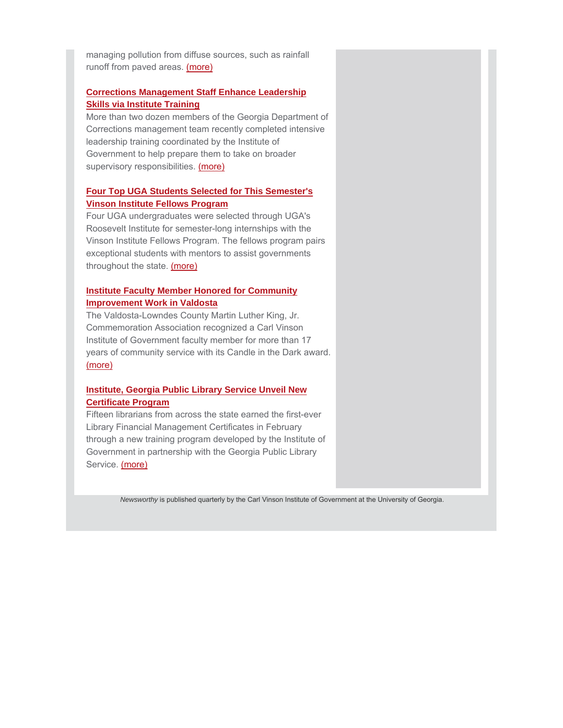managing pollution from diffuse sources, such as rainfall runoff from paved areas. (more)

### Corrections Management Staff Enhance Leadership Skills via Institute Training

More than two dozen members of the Georgia Department of Corrections management team recently completed intensive leadership training coordinated by the Institute of Government to help prepare them to take on broader supervisory responsibilities. (more)

### Four Top UGA Students Selected for This Semester's Vinson Institute Fellows Program

Four UGA undergraduates were selected through UGA's Roosevelt Institute for semester-long internships with the Vinson Institute Fellows Program. The fellows program pairs exceptional students with mentors to assist governments throughout the state. (more)

### Institute Faculty Member Honored for Community Improvement Work in Valdosta

The Valdosta-Lowndes County Martin Luther King, Jr. Commemoration Association recognized a Carl Vinson Institute of Government faculty member for more than 17 years of community service with its Candle in the Dark award. (more)

### Institute, Georgia Public Library Service Unveil New Certificate Program

Fifteen librarians from across the state earned the first-ever Library Financial Management Certificates in February through a new training program developed by the Institute of Government in partnership with the Georgia Public Library Service. (more)

*Newsworthy* is published quarterly by the Carl Vinson Institute of Government at the University of Georgia.